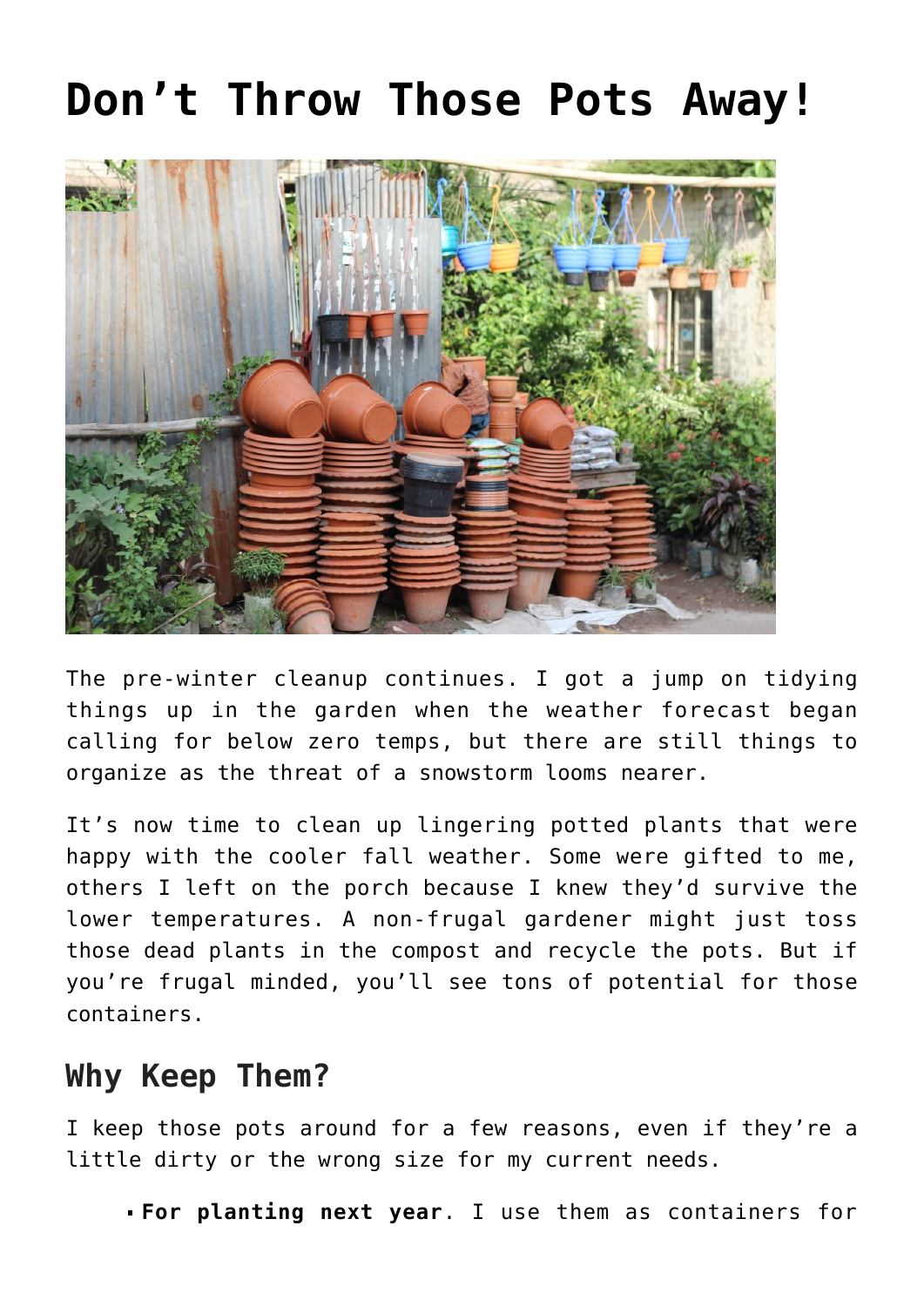# Don't Throw Those Pots Away!

The pre-winter cleanup continues. I got a jump on tidying things up in the garden when the weather forecast began calling for below zero temps, but there are still things to organize as the threat of a snowstorm looms nearer.

It's now time to clean up lingering potted plants that were happy with the cooler fall weather. Some were gifted to me, others I left on the porch because I knew they'd survive the lower temperatures. A non-frugal gardener might just toss those dead plants in the compost and recycle the pots. But if you're frugal minded, you'll see tons of potential for those containers.

## Why Keep Them?

I keep those pots around for a few reasons, even if they're a little dirty or the wrong size for my current needs.

- **For planting next year**. I use them as containers for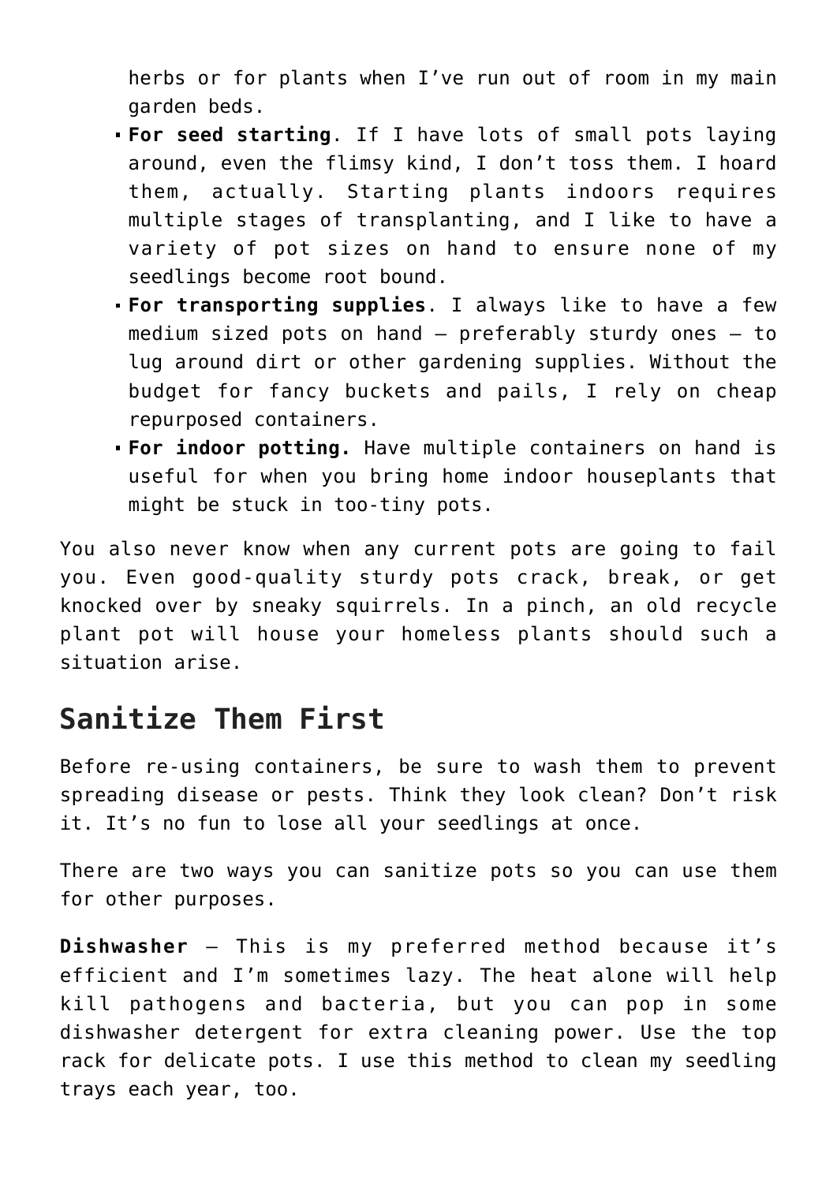herbs or for plants when I've run out of room in my main garden beds.

- **For seed starting**. If I have lots of small pots laying around, even the flimsy kind, I don't toss them. I hoard them, actually. Starting plants indoors requires multiple stages of transplanting, and I like to have a variety of pot sizes on hand to ensure none of my seedlings become root bound.
- **For transporting supplies**. I always like to have a few medium sized pots on hand – preferably sturdy ones – to lug around dirt or other gardening supplies. Without the budget for fancy buckets and pails, I rely on cheap repurposed containers.
- **For indoor potting.** Have multiple containers on hand is useful for when you bring home indoor houseplants that might be stuck in too-tiny pots.

You also never know when any current pots are going to fail you. Even good-quality sturdy pots crack, break, or get knocked over by sneaky squirrels. In a pinch, an old recycle plant pot will house your homeless plants should such a situation arise.

## Sanitize Them First

Before re-using containers, be sure to wash them to prevent spreading disease or pests. Think they look clean? Don't risk it. It's no fun to lose all your seedlings at once.

There are two ways you can sanitize pots so you can use them for other purposes.

**Dishwasher** – This is my preferred method because it's efficient and I'm sometimes lazy. The heat alone will help kill pathogens and bacteria, but you can pop in some dishwasher detergent for extra cleaning power. Use the top rack for delicate pots. I use this method to clean my seedling trays each year, too.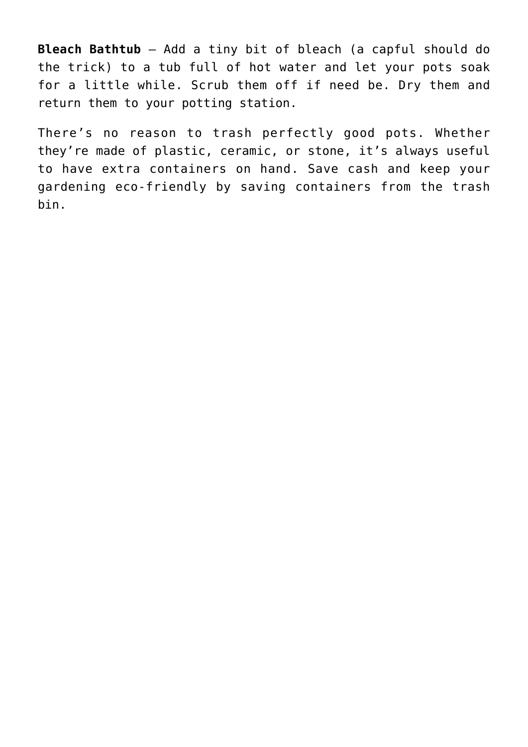**Bleach Bathtub** – Add a tiny bit of bleach (a capful should do the trick) to a tub full of hot water and let your pots soak for a little while. Scrub them off if need be. Dry them and return them to your potting station.

There's no reason to trash perfectly good pots. Whether they're made of plastic, ceramic, or stone, it's always useful to have extra containers on hand. Save cash and keep your gardening eco-friendly by saving containers from the trash bin.